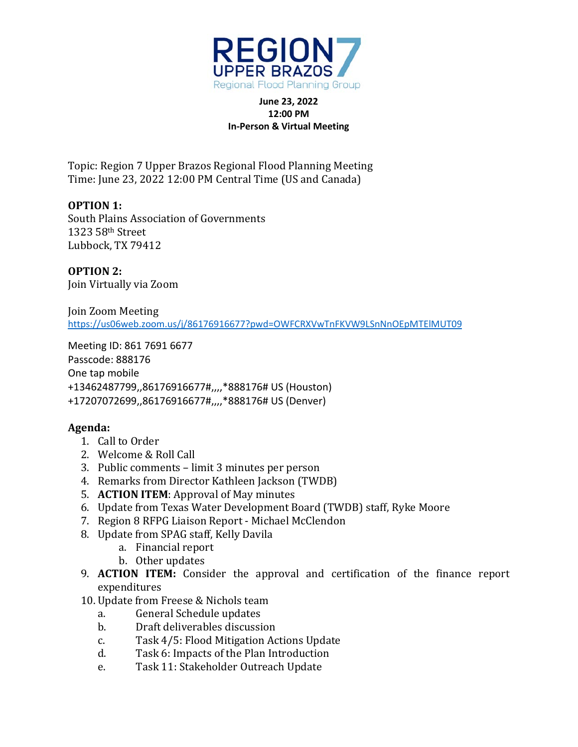# REGION 7
## UPPER BRAZOS
### Regional Flood Planning Group

**June 23, 2022**
**12:00 PM**
**In-Person & Virtual Meeting**

Topic: Region 7 Upper Brazos Regional Flood Planning Meeting
Time: June 23, 2022 12:00 PM Central Time (US and Canada)

**OPTION 1:**
South Plains Association of Governments
1323 58th Street
Lubbock, TX 79412

**OPTION 2:**
Join Virtually via Zoom

Join Zoom Meeting
https://us06web.zoom.us/j/86176916677?pwd=OWFCRXVwTnFKVW9LSnNnOEpMTElMUT09

Meeting ID: 861 7691 6677
Passcode: 888176
One tap mobile
+13462487799,,86176916677#,,,,*888176# US (Houston)
+17207072699,,86176916677#,,,,*888176# US (Denver)

**Agenda:**

1. Call to Order
2. Welcome & Roll Call
3. Public comments – limit 3 minutes per person
4. Remarks from Director Kathleen Jackson (TWDB)
5. **ACTION ITEM**: Approval of May minutes
6. Update from Texas Water Development Board (TWDB) staff, Ryke Moore
7. Region 8 RFPG Liaison Report - Michael McClendon
8. Update from SPAG staff, Kelly Davila
   a. Financial report
   b. Other updates
9. **ACTION ITEM:** Consider the approval and certification of the finance report expenditures
10. Update from Freese & Nichols team
    a. General Schedule updates
    b. Draft deliverables discussion
    c. Task 4/5: Flood Mitigation Actions Update
    d. Task 6: Impacts of the Plan Introduction
    e. Task 11: Stakeholder Outreach Update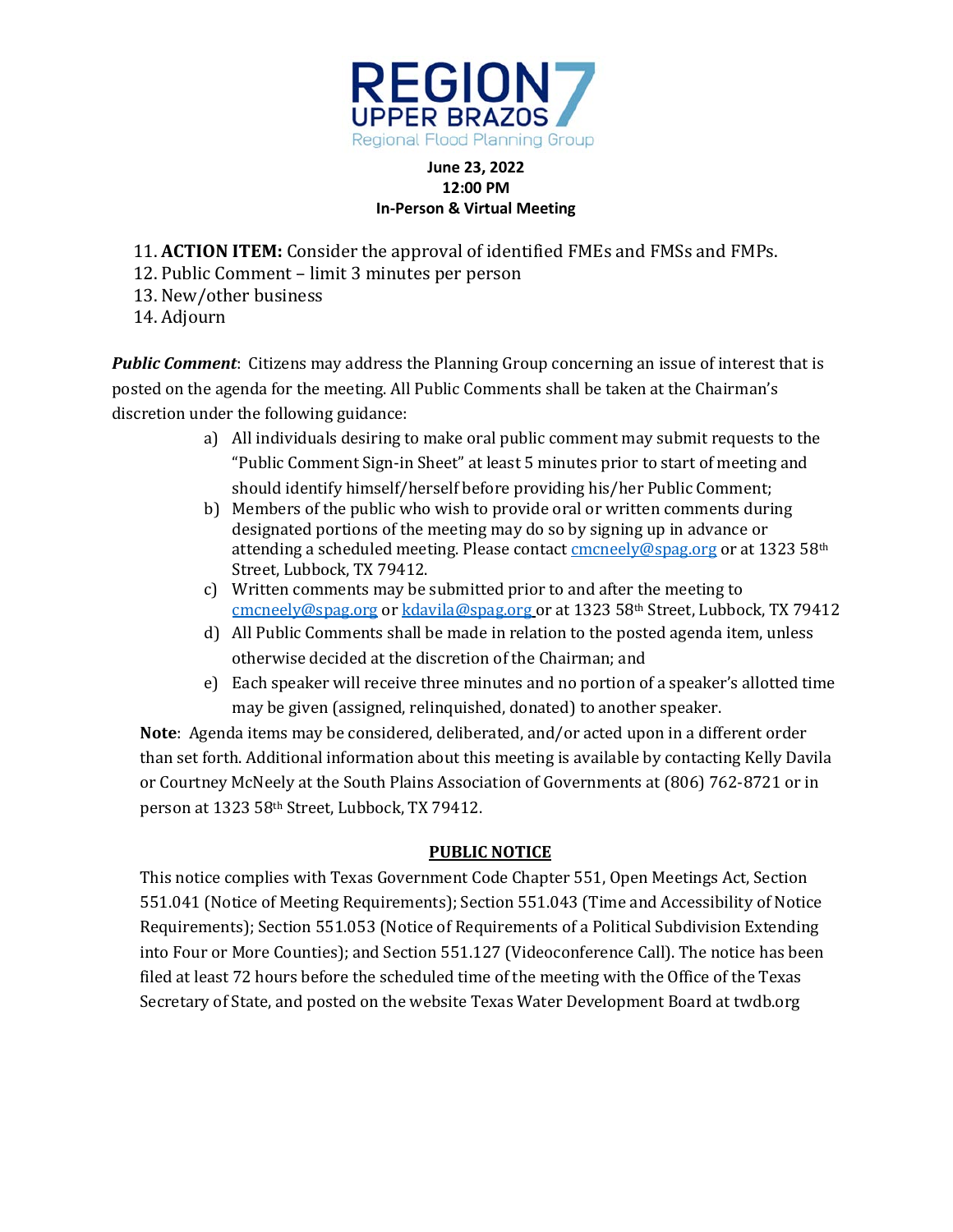**June 23, 2022**
**12:00 PM**
**In-Person & Virtual Meeting**

11. **ACTION ITEM:** Consider the approval of identified FMEs and FMSs and FMPs.
12. Public Comment – limit 3 minutes per person
13. New/other business
14. Adjourn

***Public Comment***: Citizens may address the Planning Group concerning an issue of interest that is posted on the agenda for the meeting. All Public Comments shall be taken at the Chairman's discretion under the following guidance:

a) All individuals desiring to make oral public comment may submit requests to the "Public Comment Sign-in Sheet" at least 5 minutes prior to start of meeting and should identify himself/herself before providing his/her Public Comment;
b) Members of the public who wish to provide oral or written comments during designated portions of the meeting may do so by signing up in advance or attending a scheduled meeting. Please contact cmcneely@spag.org or at 1323 58th Street, Lubbock, TX 79412.
c) Written comments may be submitted prior to and after the meeting to cmcneely@spag.org or kdavila@spag.org or at 1323 58th Street, Lubbock, TX 79412
d) All Public Comments shall be made in relation to the posted agenda item, unless otherwise decided at the discretion of the Chairman; and
e) Each speaker will receive three minutes and no portion of a speaker's allotted time may be given (assigned, relinquished, donated) to another speaker.

**Note**: Agenda items may be considered, deliberated, and/or acted upon in a different order than set forth. Additional information about this meeting is available by contacting Kelly Davila or Courtney McNeely at the South Plains Association of Governments at (806) 762-8721 or in person at 1323 58th Street, Lubbock, TX 79412.

## PUBLIC NOTICE

This notice complies with Texas Government Code Chapter 551, Open Meetings Act, Section 551.041 (Notice of Meeting Requirements); Section 551.043 (Time and Accessibility of Notice Requirements); Section 551.053 (Notice of Requirements of a Political Subdivision Extending into Four or More Counties); and Section 551.127 (Videoconference Call). The notice has been filed at least 72 hours before the scheduled time of the meeting with the Office of the Texas Secretary of State, and posted on the website Texas Water Development Board at twdb.org